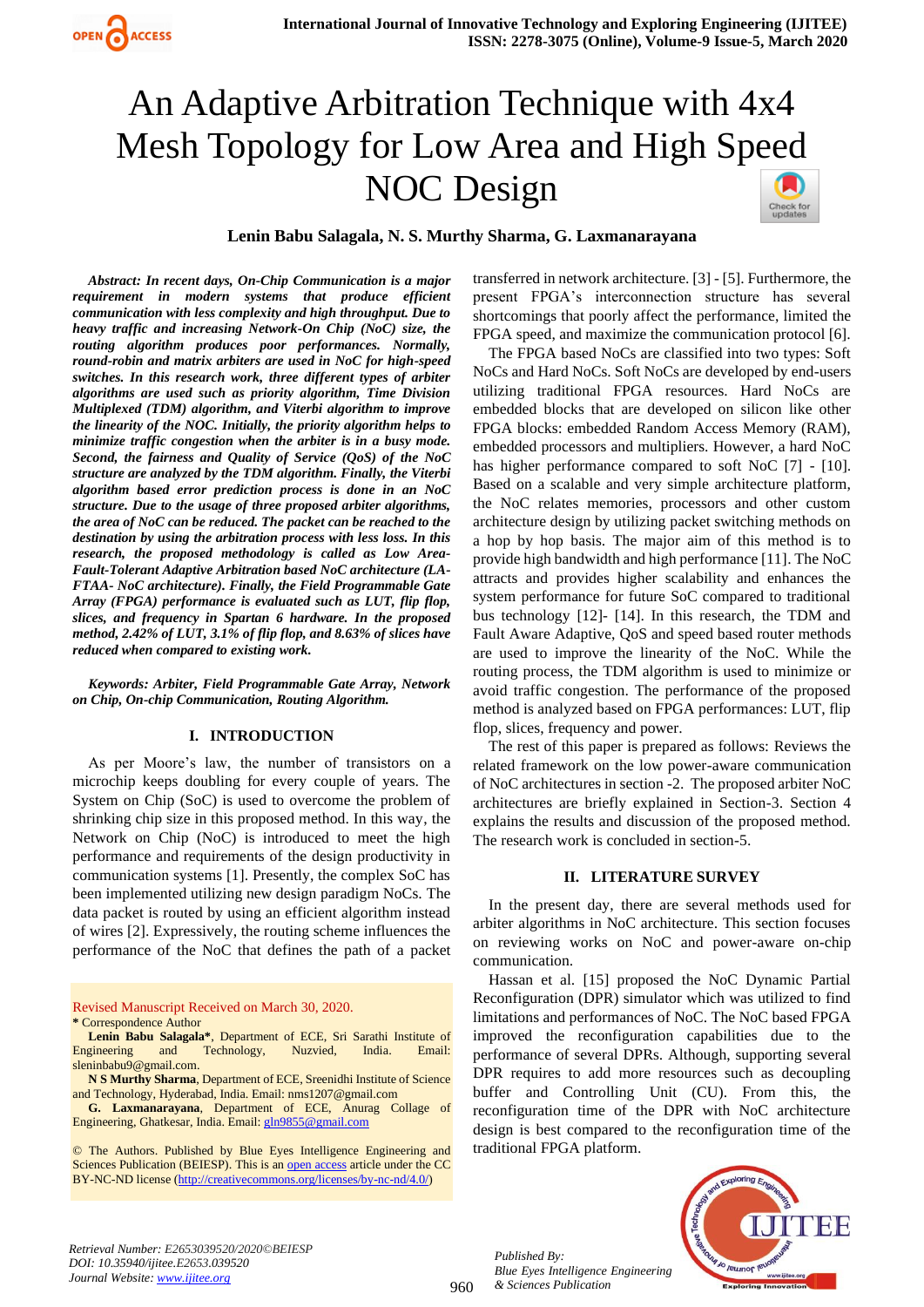# An Adaptive Arbitration Technique with 4x4 Mesh Topology for Low Area and High Speed NOC Design

**Lenin Babu Salagala, N. S. Murthy Sharma, G. Laxmanarayana**

***Abstract: In recent days, On-Chip Communication is a major requirement in modern systems that produce efficient communication with less complexity and high throughput. Due to heavy traffic and increasing Network-On Chip (NoC) size, the routing algorithm produces poor performances. Normally, round-robin and matrix arbiters are used in NoC for high-speed switches. In this research work, three different types of arbiter algorithms are used such as priority algorithm, Time Division Multiplexed (TDM) algorithm, and Viterbi algorithm to improve the linearity of the NOC. Initially, the priority algorithm helps to minimize traffic congestion when the arbiter is in a busy mode. Second, the fairness and Quality of Service (QoS) of the NoC structure are analyzed by the TDM algorithm. Finally, the Viterbi algorithm based error prediction process is done in an NoC structure. Due to the usage of three proposed arbiter algorithms, the area of NoC can be reduced. The packet can be reached to the destination by using the arbitration process with less loss. In this research, the proposed methodology is called as Low Area-Fault-Tolerant Adaptive Arbitration based NoC architecture (LA-FTAA- NoC architecture). Finally, the Field Programmable Gate Array (FPGA) performance is evaluated such as LUT, flip flop, slices, and frequency in Spartan 6 hardware. In the proposed method, 2.42% of LUT, 3.1% of flip flop, and 8.63% of slices have reduced when compared to existing work.***

***Keywords: Arbiter, Field Programmable Gate Array, Network on Chip, On-chip Communication, Routing Algorithm.***

## I. INTRODUCTION

As per Moore's law, the number of transistors on a microchip keeps doubling for every couple of years. The System on Chip (SoC) is used to overcome the problem of shrinking chip size in this proposed method. In this way, the Network on Chip (NoC) is introduced to meet the high performance and requirements of the design productivity in communication systems [1]. Presently, the complex SoC has been implemented utilizing new design paradigm NoCs. The data packet is routed by using an efficient algorithm instead of wires [2]. Expressively, the routing scheme influences the performance of the NoC that defines the path of a packet transferred in network architecture. [3] - [5]. Furthermore, the present FPGA's interconnection structure has several shortcomings that poorly affect the performance, limited the FPGA speed, and maximize the communication protocol [6].

The FPGA based NoCs are classified into two types: Soft NoCs and Hard NoCs. Soft NoCs are developed by end-users utilizing traditional FPGA resources. Hard NoCs are embedded blocks that are developed on silicon like other FPGA blocks: embedded Random Access Memory (RAM), embedded processors and multipliers. However, a hard NoC has higher performance compared to soft NoC [7] - [10]. Based on a scalable and very simple architecture platform, the NoC relates memories, processors and other custom architecture design by utilizing packet switching methods on a hop by hop basis. The major aim of this method is to provide high bandwidth and high performance [11]. The NoC attracts and provides higher scalability and enhances the system performance for future SoC compared to traditional bus technology [12]- [14]. In this research, the TDM and Fault Aware Adaptive, QoS and speed based router methods are used to improve the linearity of the NoC. While the routing process, the TDM algorithm is used to minimize or avoid traffic congestion. The performance of the proposed method is analyzed based on FPGA performances: LUT, flip flop, slices, frequency and power.

The rest of this paper is prepared as follows: Reviews the related framework on the low power-aware communication of NoC architectures in section -2. The proposed arbiter NoC architectures are briefly explained in Section-3. Section 4 explains the results and discussion of the proposed method. The research work is concluded in section-5.

## II. LITERATURE SURVEY

In the present day, there are several methods used for arbiter algorithms in NoC architecture. This section focuses on reviewing works on NoC and power-aware on-chip communication.

Hassan et al. [15] proposed the NoC Dynamic Partial Reconfiguration (DPR) simulator which was utilized to find limitations and performances of NoC. The NoC based FPGA improved the reconfiguration capabilities due to the performance of several DPRs. Although, supporting several DPR requires to add more resources such as decoupling buffer and Controlling Unit (CU). From this, the reconfiguration time of the DPR with NoC architecture design is best compared to the reconfiguration time of the traditional FPGA platform.

Revised Manuscript Received on March 30, 2020.

\* Correspondence Author

**Lenin Babu Salagala\***, Department of ECE, Sri Sarathi Institute of Engineering and Technology, Nuzvied, India. Email: sleninbabu9@gmail.com.

**N S Murthy Sharma**, Department of ECE, Sreenidhi Institute of Science and Technology, Hyderabad, India. Email: nms1207@gmail.com

**G. Laxmanarayana**, Department of ECE, Anurag Collage of Engineering, Ghatkesar, India. Email: gln9855@gmail.com

© The Authors. Published by Blue Eyes Intelligence Engineering and Sciences Publication (BEIESP). This is an open access article under the CC BY-NC-ND license (http://creativecommons.org/licenses/by-nc-nd/4.0/)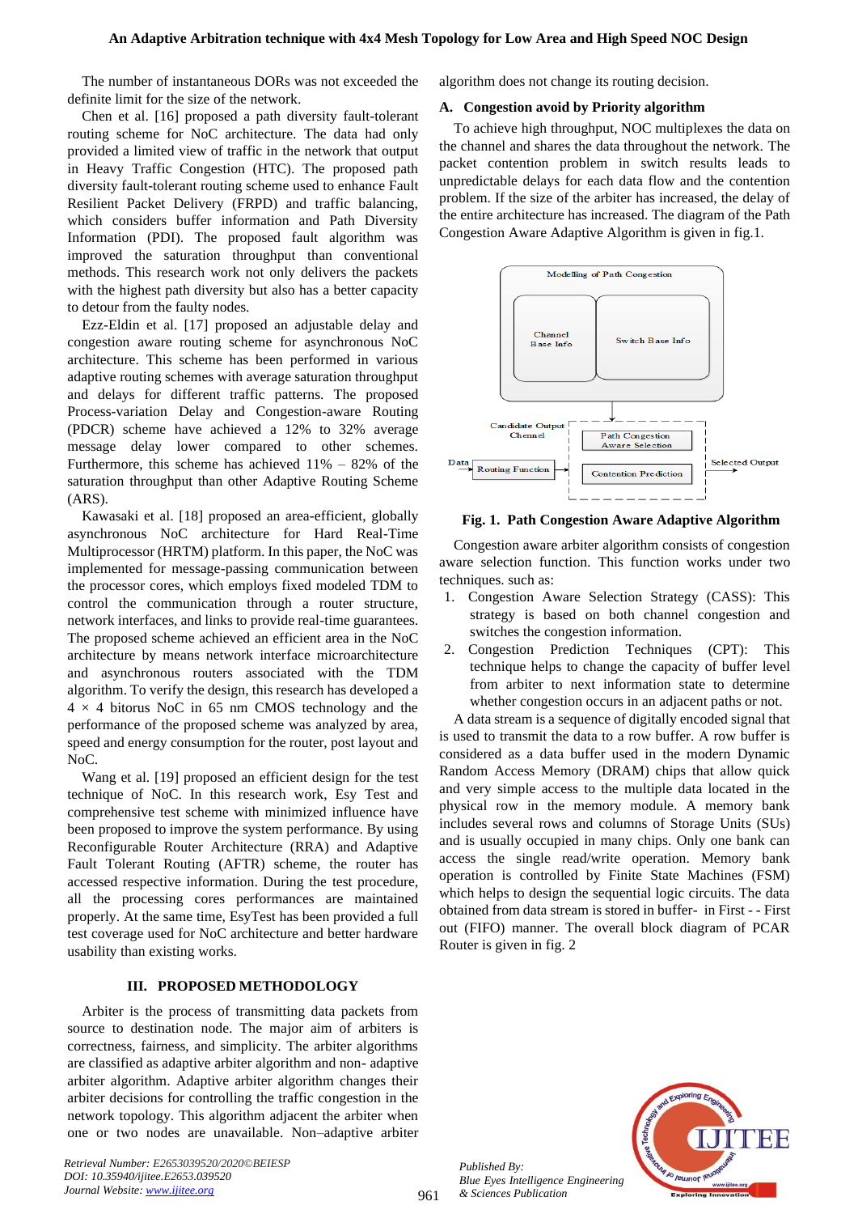The number of instantaneous DORs was not exceeded the definite limit for the size of the network.

Chen et al. [16] proposed a path diversity fault-tolerant routing scheme for NoC architecture. The data had only provided a limited view of traffic in the network that output in Heavy Traffic Congestion (HTC). The proposed path diversity fault-tolerant routing scheme used to enhance Fault Resilient Packet Delivery (FRPD) and traffic balancing, which considers buffer information and Path Diversity Information (PDI). The proposed fault algorithm was improved the saturation throughput than conventional methods. This research work not only delivers the packets with the highest path diversity but also has a better capacity to detour from the faulty nodes.

Ezz-Eldin et al. [17] proposed an adjustable delay and congestion aware routing scheme for asynchronous NoC architecture. This scheme has been performed in various adaptive routing schemes with average saturation throughput and delays for different traffic patterns. The proposed Process-variation Delay and Congestion-aware Routing (PDCR) scheme have achieved a 12% to 32% average message delay lower compared to other schemes. Furthermore, this scheme has achieved 11% – 82% of the saturation throughput than other Adaptive Routing Scheme (ARS).

Kawasaki et al. [18] proposed an area-efficient, globally asynchronous NoC architecture for Hard Real-Time Multiprocessor (HRTM) platform. In this paper, the NoC was implemented for message-passing communication between the processor cores, which employs fixed modeled TDM to control the communication through a router structure, network interfaces, and links to provide real-time guarantees. The proposed scheme achieved an efficient area in the NoC architecture by means network interface microarchitecture and asynchronous routers associated with the TDM algorithm. To verify the design, this research has developed a $4 \times 4$ bitorus NoC in 65 nm CMOS technology and the performance of the proposed scheme was analyzed by area, speed and energy consumption for the router, post layout and NoC.

Wang et al. [19] proposed an efficient design for the test technique of NoC. In this research work, Esy Test and comprehensive test scheme with minimized influence have been proposed to improve the system performance. By using Reconfigurable Router Architecture (RRA) and Adaptive Fault Tolerant Routing (AFTR) scheme, the router has accessed respective information. During the test procedure, all the processing cores performances are maintained properly. At the same time, EsyTest has been provided a full test coverage used for NoC architecture and better hardware usability than existing works.

## III. PROPOSED METHODOLOGY

Arbiter is the process of transmitting data packets from source to destination node. The major aim of arbiters is correctness, fairness, and simplicity. The arbiter algorithms are classified as adaptive arbiter algorithm and non- adaptive arbiter algorithm. Adaptive arbiter algorithm changes their arbiter decisions for controlling the traffic congestion in the network topology. This algorithm adjacent the arbiter when one or two nodes are unavailable. Non–adaptive arbiter algorithm does not change its routing decision.

### A. Congestion avoid by Priority algorithm

To achieve high throughput, NOC multiplexes the data on the channel and shares the data throughout the network. The packet contention problem in switch results leads to unpredictable delays for each data flow and the contention problem. If the size of the arbiter has increased, the delay of the entire architecture has increased. The diagram of the Path Congestion Aware Adaptive Algorithm is given in fig.1.

Modelling of Path Congestion

Channel Base Info

Switch Base Info

Candidate Output Chennel

Path Congestion Aware Selection

Data

Routing Function

Contention Prediction

Selected Output

**Fig. 1. Path Congestion Aware Adaptive Algorithm**

Congestion aware arbiter algorithm consists of congestion aware selection function. This function works under two techniques. such as:

1. Congestion Aware Selection Strategy (CASS): This strategy is based on both channel congestion and switches the congestion information.
2. Congestion Prediction Techniques (CPT): This technique helps to change the capacity of buffer level from arbiter to next information state to determine whether congestion occurs in an adjacent paths or not.

A data stream is a sequence of digitally encoded signal that is used to transmit the data to a row buffer. A row buffer is considered as a data buffer used in the modern Dynamic Random Access Memory (DRAM) chips that allow quick and very simple access to the multiple data located in the physical row in the memory module. A memory bank includes several rows and columns of Storage Units (SUs) and is usually occupied in many chips. Only one bank can access the single read/write operation. Memory bank operation is controlled by Finite State Machines (FSM) which helps to design the sequential logic circuits. The data obtained from data stream is stored in buffer- in First - - First out (FIFO) manner. The overall block diagram of PCAR Router is given in fig. 2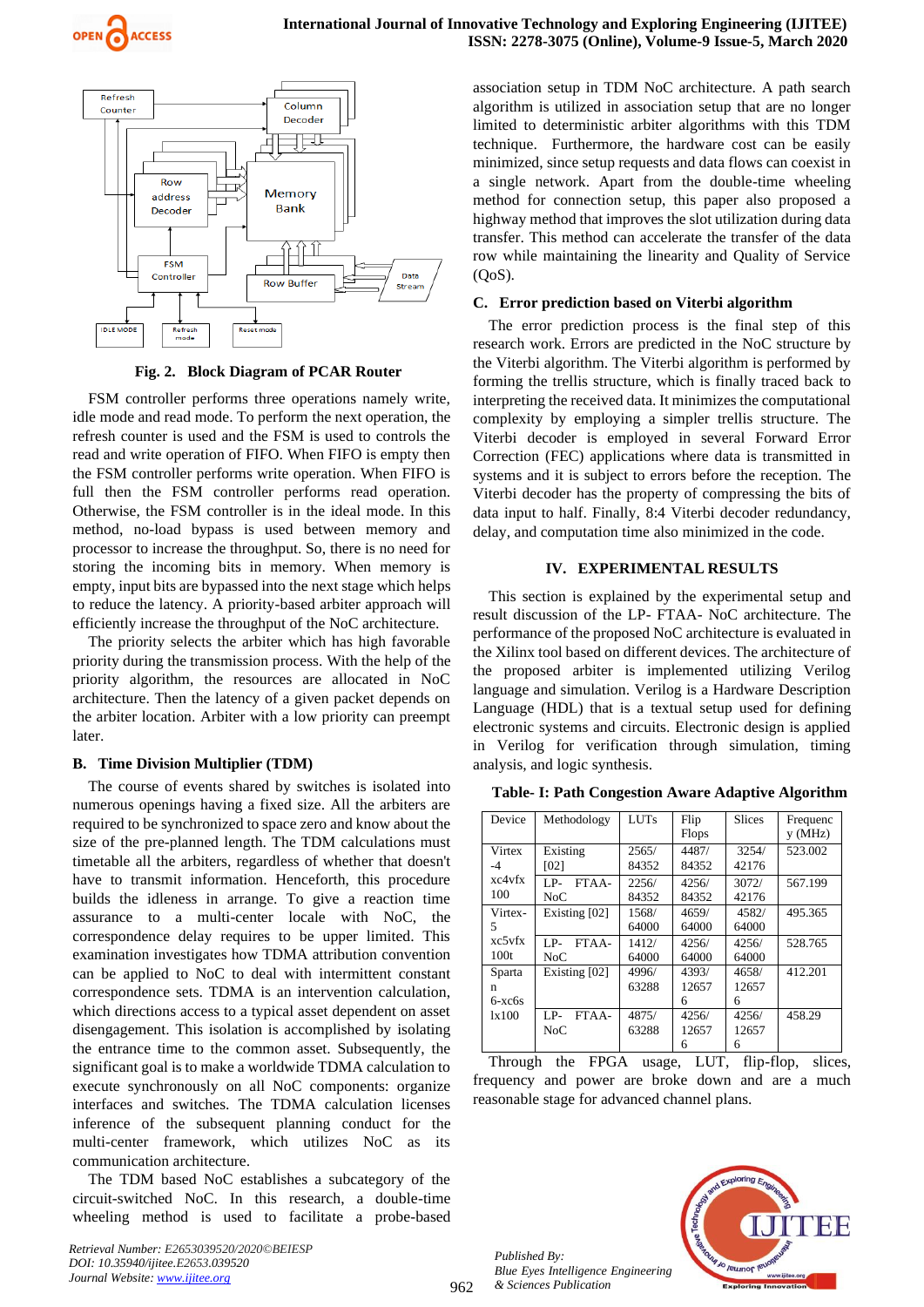Fig. 2. Block Diagram of PCAR Router

FSM controller performs three operations namely write, idle mode and read mode. To perform the next operation, the refresh counter is used and the FSM is used to controls the read and write operation of FIFO. When FIFO is empty then the FSM controller performs write operation. When FIFO is full then the FSM controller performs read operation. Otherwise, the FSM controller is in the ideal mode. In this method, no-load bypass is used between memory and processor to increase the throughput. So, there is no need for storing the incoming bits in memory. When memory is empty, input bits are bypassed into the next stage which helps to reduce the latency. A priority-based arbiter approach will efficiently increase the throughput of the NoC architecture.

The priority selects the arbiter which has high favorable priority during the transmission process. With the help of the priority algorithm, the resources are allocated in NoC architecture. Then the latency of a given packet depends on the arbiter location. Arbiter with a low priority can preempt later.

### B. Time Division Multiplier (TDM)

The course of events shared by switches is isolated into numerous openings having a fixed size. All the arbiters are required to be synchronized to space zero and know about the size of the pre-planned length. The TDM calculations must timetable all the arbiters, regardless of whether that doesn't have to transmit information. Henceforth, this procedure builds the idleness in arrange. To give a reaction time assurance to a multi-center locale with NoC, the correspondence delay requires to be upper limited. This examination investigates how TDMA attribution convention can be applied to NoC to deal with intermittent constant correspondence sets. TDMA is an intervention calculation, which directions access to a typical asset dependent on asset disengagement. This isolation is accomplished by isolating the entrance time to the common asset. Subsequently, the significant goal is to make a worldwide TDMA calculation to execute synchronously on all NoC components: organize interfaces and switches. The TDMA calculation licenses inference of the subsequent planning conduct for the multi-center framework, which utilizes NoC as its communication architecture.

The TDM based NoC establishes a subcategory of the circuit-switched NoC. In this research, a double-time wheeling method is used to facilitate a probe-based association setup in TDM NoC architecture. A path search algorithm is utilized in association setup that are no longer limited to deterministic arbiter algorithms with this TDM technique. Furthermore, the hardware cost can be easily minimized, since setup requests and data flows can coexist in a single network. Apart from the double-time wheeling method for connection setup, this paper also proposed a highway method that improves the slot utilization during data transfer. This method can accelerate the transfer of the data row while maintaining the linearity and Quality of Service (QoS).

### C. Error prediction based on Viterbi algorithm

The error prediction process is the final step of this research work. Errors are predicted in the NoC structure by the Viterbi algorithm. The Viterbi algorithm is performed by forming the trellis structure, which is finally traced back to interpreting the received data. It minimizes the computational complexity by employing a simpler trellis structure. The Viterbi decoder is employed in several Forward Error Correction (FEC) applications where data is transmitted in systems and it is subject to errors before the reception. The Viterbi decoder has the property of compressing the bits of data input to half. Finally, 8:4 Viterbi decoder redundancy, delay, and computation time also minimized in the code.

## IV. EXPERIMENTAL RESULTS

This section is explained by the experimental setup and result discussion of the LP- FTAA- NoC architecture. The performance of the proposed NoC architecture is evaluated in the Xilinx tool based on different devices. The architecture of the proposed arbiter is implemented utilizing Verilog language and simulation. Verilog is a Hardware Description Language (HDL) that is a textual setup used for defining electronic systems and circuits. Electronic design is applied in Verilog for verification through simulation, timing analysis, and logic synthesis.

**Table- I: Path Congestion Aware Adaptive Algorithm**

| Device | Methodology | LUTs | Flip Flops | Slices | Frequency (MHz) |
|---|---|---|---|---|---|
| Virtex -4 xc4vfx 100 | Existing [02] | 2565/ 84352 | 4487/ 84352 | 3254/ 42176 | 523.002 |
| | LP- FTAA-NoC | 2256/ 84352 | 4256/ 84352 | 3072/ 42176 | 567.199 |
| Virtex-5 xc5vfx 100t | Existing [02] | 1568/ 64000 | 4659/ 64000 | 4582/ 64000 | 495.365 |
| | LP- FTAA-NoC | 1412/ 64000 | 4256/ 64000 | 4256/ 64000 | 528.765 |
| Spartan 6-xc6s lx100 | Existing [02] | 4996/ 63288 | 4393/ 126576 | 4658/ 126576 | 412.201 |
| | LP- FTAA-NoC | 4875/ 63288 | 4256/ 126576 | 4256/ 126576 | 458.29 |

Through the FPGA usage, LUT, flip-flop, slices, frequency and power are broke down and are a much reasonable stage for advanced channel plans.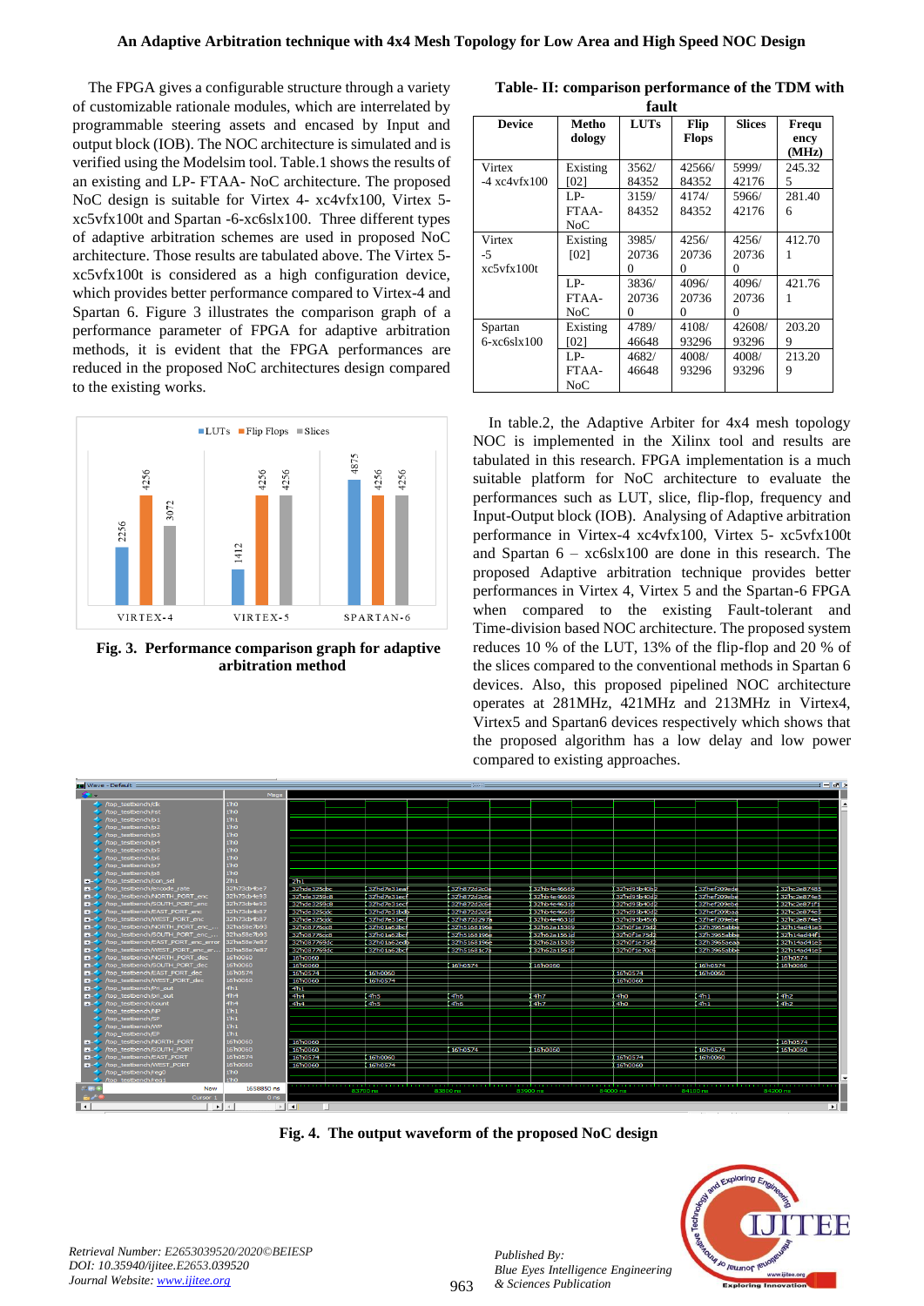The FPGA gives a configurable structure through a variety of customizable rationale modules, which are interrelated by programmable steering assets and encased by Input and output block (IOB). The NOC architecture is simulated and is verified using the Modelsim tool. Table.1 shows the results of an existing and LP- FTAA- NoC architecture. The proposed NoC design is suitable for Virtex 4- xc4vfx100, Virtex 5- xc5vfx100t and Spartan -6-xc6slx100. Three different types of adaptive arbitration schemes are used in proposed NoC architecture. Those results are tabulated above. The Virtex 5-xc5vfx100t is considered as a high configuration device, which provides better performance compared to Virtex-4 and Spartan 6. Figure 3 illustrates the comparison graph of a performance parameter of FPGA for adaptive arbitration methods, it is evident that the FPGA performances are reduced in the proposed NoC architectures design compared to the existing works.

**Fig. 3. Performance comparison graph for adaptive arbitration method**

**Table- II: comparison performance of the TDM with fault**

| Device | Methodology | LUTs | Flip Flops | Slices | Frequency (MHz) |
|---|---|---|---|---|---|
| Virtex -4 xc4vfx100 | Existing [02] | 3562/ 84352 | 42566/ 84352 | 5999/ 42176 | 245.325 |
| | LP-FTAA-NoC | 3159/ 84352 | 4174/ 84352 | 5966/ 42176 | 281.406 |
| Virtex -5 xc5vfx100t | Existing [02] | 3985/ 207360 | 4256/ 207360 | 4256/ 207360 | 412.701 |
| | LP-FTAA-NoC | 3836/ 207360 | 4096/ 207360 | 4096/ 207360 | 421.761 |
| Spartan 6-xc6slx100 | Existing [02] | 4789/ 46648 | 4108/ 93296 | 42608/ 93296 | 203.209 |
| | LP-FTAA-NoC | 4682/ 46648 | 4008/ 93296 | 4008/ 93296 | 213.209 |

In table.2, the Adaptive Arbiter for 4x4 mesh topology NOC is implemented in the Xilinx tool and results are tabulated in this research. FPGA implementation is a much suitable platform for NoC architecture to evaluate the performances such as LUT, slice, flip-flop, frequency and Input-Output block (IOB). Analysing of Adaptive arbitration performance in Virtex-4 xc4vfx100, Virtex 5- xc5vfx100t and Spartan 6 – xc6slx100 are done in this research. The proposed Adaptive arbitration technique provides better performances in Virtex 4, Virtex 5 and the Spartan-6 FPGA when compared to the existing Fault-tolerant and Time-division based NOC architecture. The proposed system reduces 10 % of the LUT, 13% of the flip-flop and 20 % of the slices compared to the conventional methods in Spartan 6 devices. Also, this proposed pipelined NOC architecture operates at 281MHz, 421MHz and 213MHz in Virtex4, Virtex5 and Spartan6 devices respectively which shows that the proposed algorithm has a low delay and low power compared to existing approaches.

**Fig. 4. The output waveform of the proposed NoC design**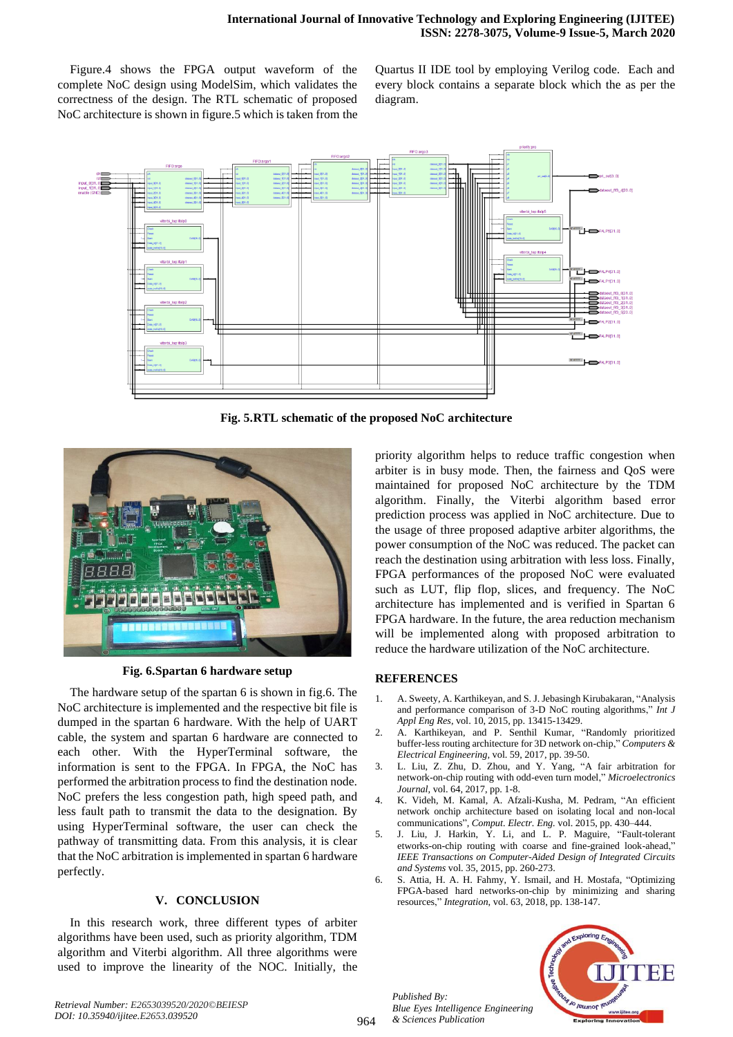Figure.4 shows the FPGA output waveform of the complete NoC design using ModelSim, which validates the correctness of the design. The RTL schematic of proposed NoC architecture is shown in figure.5 which is taken from the Quartus II IDE tool by employing Verilog code. Each and every block contains a separate block which the as per the diagram.

**Fig. 5.RTL schematic of the proposed NoC architecture**

**Fig. 6.Spartan 6 hardware setup**

The hardware setup of the spartan 6 is shown in fig.6. The NoC architecture is implemented and the respective bit file is dumped in the spartan 6 hardware. With the help of UART cable, the system and spartan 6 hardware are connected to each other. With the HyperTerminal software, the information is sent to the FPGA. In FPGA, the NoC has performed the arbitration process to find the destination node. NoC prefers the less congestion path, high speed path, and less fault path to transmit the data to the designation. By using HyperTerminal software, the user can check the pathway of transmitting data. From this analysis, it is clear that the NoC arbitration is implemented in spartan 6 hardware perfectly.

## V. CONCLUSION

In this research work, three different types of arbiter algorithms have been used, such as priority algorithm, TDM algorithm and Viterbi algorithm. All three algorithms were used to improve the linearity of the NOC. Initially, the priority algorithm helps to reduce traffic congestion when arbiter is in busy mode. Then, the fairness and QoS were maintained for proposed NoC architecture by the TDM algorithm. Finally, the Viterbi algorithm based error prediction process was applied in NoC architecture. Due to the usage of three proposed adaptive arbiter algorithms, the power consumption of the NoC was reduced. The packet can reach the destination using arbitration with less loss. Finally, FPGA performances of the proposed NoC were evaluated such as LUT, flip flop, slices, and frequency. The NoC architecture has implemented and is verified in Spartan 6 FPGA hardware. In the future, the area reduction mechanism will be implemented along with proposed arbitration to reduce the hardware utilization of the NoC architecture.

## REFERENCES

1. A. Sweety, A. Karthikeyan, and S. J. Jebasingh Kirubakaran, "Analysis and performance comparison of 3-D NoC routing algorithms," *Int J Appl Eng Res*, vol. 10, 2015, pp. 13415-13429.
2. A. Karthikeyan, and P. Senthil Kumar, "Randomly prioritized buffer-less routing architecture for 3D network on-chip," *Computers & Electrical Engineering*, vol. 59, 2017, pp. 39-50.
3. L. Liu, Z. Zhu, D. Zhou, and Y. Yang, "A fair arbitration for network-on-chip routing with odd-even turn model," *Microelectronics Journal*, vol. 64, 2017, pp. 1-8.
4. K. Videh, M. Kamal, A. Afzali-Kusha, M. Pedram, "An efficient network onchip architecture based on isolating local and non-local communications", *Comput. Electr. Eng.* vol. 2015, pp. 430–444.
5. J. Liu, J. Harkin, Y. Li, and L. P. Maguire, "Fault-tolerant etworks-on-chip routing with coarse and fine-grained look-ahead," *IEEE Transactions on Computer-Aided Design of Integrated Circuits and Systems* vol. 35, 2015, pp. 260-273.
6. S. Attia, H. A. H. Fahmy, Y. Ismail, and H. Mostafa, "Optimizing FPGA-based hard networks-on-chip by minimizing and sharing resources," *Integration*, vol. 63, 2018, pp. 138-147.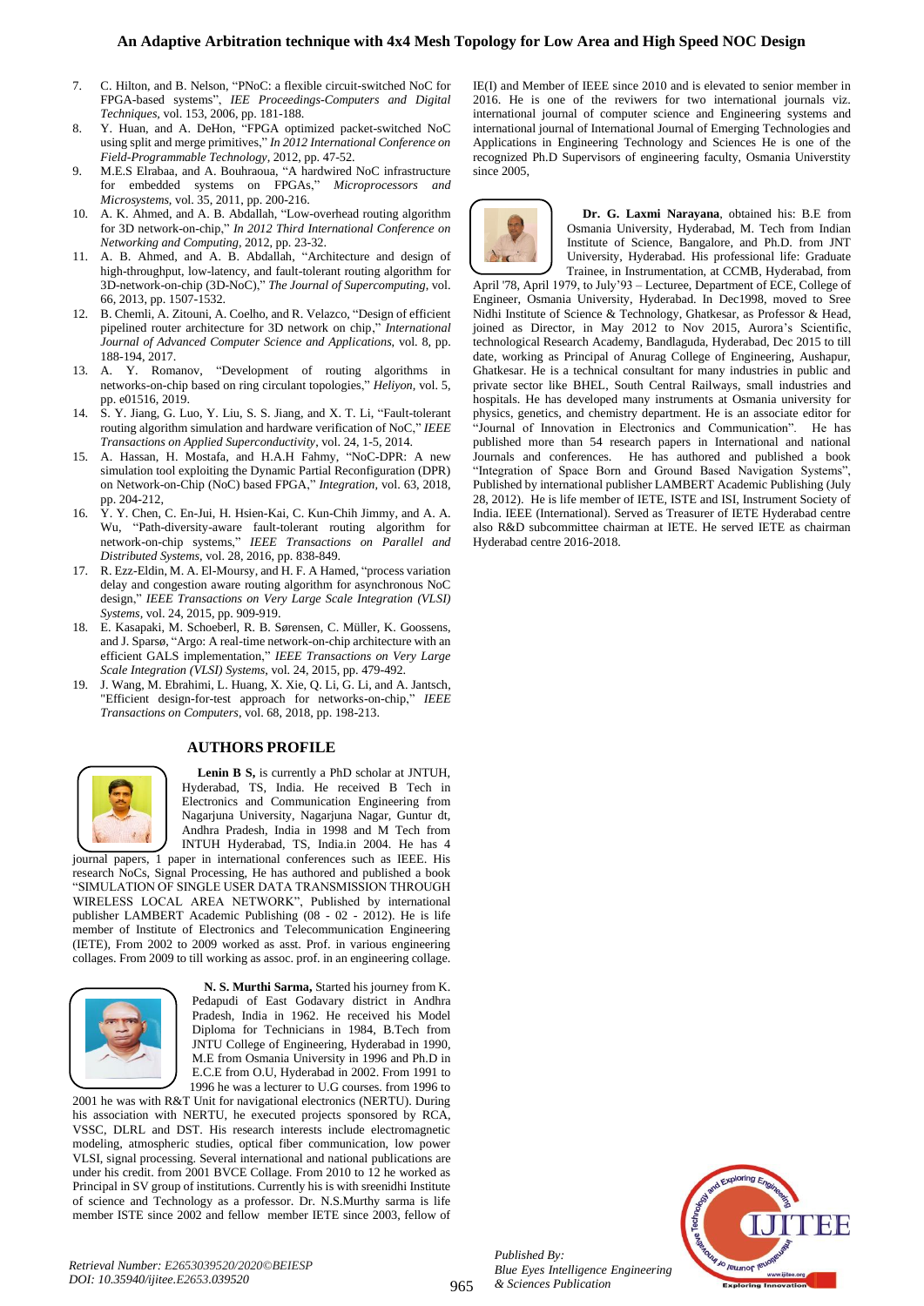7. C. Hilton, and B. Nelson, "PNoC: a flexible circuit-switched NoC for FPGA-based systems", *IEE Proceedings-Computers and Digital Techniques*, vol. 153, 2006, pp. 181-188.
8. Y. Huan, and A. DeHon, "FPGA optimized packet-switched NoC using split and merge primitives," *In 2012 International Conference on Field-Programmable Technology*, 2012, pp. 47-52.
9. M.E.S Elrabaa, and A. Bouhraoua, "A hardwired NoC infrastructure for embedded systems on FPGAs," *Microprocessors and Microsystems*, vol. 35, 2011, pp. 200-216.
10. A. K. Ahmed, and A. B. Abdallah, "Low-overhead routing algorithm for 3D network-on-chip," *In 2012 Third International Conference on Networking and Computing*, 2012, pp. 23-32.
11. A. B. Ahmed, and A. B. Abdallah, "Architecture and design of high-throughput, low-latency, and fault-tolerant routing algorithm for 3D-network-on-chip (3D-NoC)," *The Journal of Supercomputing*, vol. 66, 2013, pp. 1507-1532.
12. B. Chemli, A. Zitouni, A. Coelho, and R. Velazco, "Design of efficient pipelined router architecture for 3D network on chip," *International Journal of Advanced Computer Science and Applications*, vol. 8, pp. 188-194, 2017.
13. A. Y. Romanov, "Development of routing algorithms in networks-on-chip based on ring circulant topologies," *Heliyon*, vol. 5, pp. e01516, 2019.
14. S. Y. Jiang, G. Luo, Y. Liu, S. S. Jiang, and X. T. Li, "Fault-tolerant routing algorithm simulation and hardware verification of NoC," *IEEE Transactions on Applied Superconductivity*, vol. 24, 1-5, 2014.
15. A. Hassan, H. Mostafa, and H.A.H Fahmy, "NoC-DPR: A new simulation tool exploiting the Dynamic Partial Reconfiguration (DPR) on Network-on-Chip (NoC) based FPGA," *Integration*, vol. 63, 2018, pp. 204-212,
16. Y. Y. Chen, C. En-Jui, H. Hsien-Kai, C. Kun-Chih Jimmy, and A. A. Wu, "Path-diversity-aware fault-tolerant routing algorithm for network-on-chip systems," *IEEE Transactions on Parallel and Distributed Systems*, vol. 28, 2016, pp. 838-849.
17. R. Ezz-Eldin, M. A. El-Moursy, and H. F. A Hamed, "process variation delay and congestion aware routing algorithm for asynchronous NoC design," *IEEE Transactions on Very Large Scale Integration (VLSI) Systems*, vol. 24, 2015, pp. 909-919.
18. E. Kasapaki, M. Schoeberl, R. B. Sørensen, C. Müller, K. Goossens, and J. Sparsø, "Argo: A real-time network-on-chip architecture with an efficient GALS implementation," *IEEE Transactions on Very Large Scale Integration (VLSI) Systems*, vol. 24, 2015, pp. 479-492.
19. J. Wang, M. Ebrahimi, L. Huang, X. Xie, Q. Li, G. Li, and A. Jantsch, "Efficient design-for-test approach for networks-on-chip," *IEEE Transactions on Computers*, vol. 68, 2018, pp. 198-213.

## AUTHORS PROFILE

**Lenin B S,** is currently a PhD scholar at JNTUH, Hyderabad, TS, India. He received B Tech in Electronics and Communication Engineering from Nagarjuna University, Nagarjuna Nagar, Guntur dt, Andhra Pradesh, India in 1998 and M Tech from INTUH Hyderabad, TS, India.in 2004. He has 4 journal papers, 1 paper in international conferences such as IEEE. His research NoCs, Signal Processing, He has authored and published a book "SIMULATION OF SINGLE USER DATA TRANSMISSION THROUGH WIRELESS LOCAL AREA NETWORK", Published by international publisher LAMBERT Academic Publishing (08 - 02 - 2012). He is life member of Institute of Electronics and Telecommunication Engineering (IETE), From 2002 to 2009 worked as asst. Prof. in various engineering collages. From 2009 to till working as assoc. prof. in an engineering collage.

**N. S. Murthi Sarma,** Started his journey from K. Pedapudi of East Godavary district in Andhra Pradesh, India in 1962. He received his Model Diploma for Technicians in 1984, B.Tech from JNTU College of Engineering, Hyderabad in 1990, M.E from Osmania University in 1996 and Ph.D in E.C.E from O.U, Hyderabad in 2002. From 1991 to 1996 he was a lecturer to U.G courses. from 1996 to 2001 he was with R&T Unit for navigational electronics (NERTU). During his association with NERTU, he executed projects sponsored by RCA, VSSC, DLRL and DST. His research interests include electromagnetic modeling, atmospheric studies, optical fiber communication, low power VLSI, signal processing. Several international and national publications are under his credit. from 2001 BVCE Collage. From 2010 to 12 he worked as Principal in SV group of institutions. Currently his is with sreenidhi Institute of science and Technology as a professor. Dr. N.S.Murthy sarma is life member ISTE since 2002 and fellow member IETE since 2003, fellow of IE(I) and Member of IEEE since 2010 and is elevated to senior member in 2016. He is one of the reviwers for two international journals viz. international journal of computer science and Engineering systems and international journal of International Journal of Emerging Technologies and Applications in Engineering Technology and Sciences He is one of the recognized Ph.D Supervisors of engineering faculty, Osmania Universtity since 2005,

**Dr. G. Laxmi Narayana**, obtained his: B.E from Osmania University, Hyderabad, M. Tech from Indian Institute of Science, Bangalore, and Ph.D. from JNT University, Hyderabad. His professional life: Graduate Trainee, in Instrumentation, at CCMB, Hyderabad, from April '78, April 1979, to July'93 – Lecturee, Department of ECE, College of Engineer, Osmania University, Hyderabad. In Dec1998, moved to Sree Nidhi Institute of Science & Technology, Ghatkesar, as Professor & Head, joined as Director, in May 2012 to Nov 2015, Aurora's Scientific, technological Research Academy, Bandlaguda, Hyderabad, Dec 2015 to till date, working as Principal of Anurag College of Engineering, Aushapur, Ghatkesar. He is a technical consultant for many industries in public and private sector like BHEL, South Central Railways, small industries and hospitals. He has developed many instruments at Osmania university for physics, genetics, and chemistry department. He is an associate editor for "Journal of Innovation in Electronics and Communication". He has published more than 54 research papers in International and national Journals and conferences. He has authored and published a book "Integration of Space Born and Ground Based Navigation Systems", Published by international publisher LAMBERT Academic Publishing (July 28, 2012). He is life member of IETE, ISTE and ISI, Instrument Society of India. IEEE (International). Served as Treasurer of IETE Hyderabad centre also R&D subcommittee chairman at IETE. He served IETE as chairman Hyderabad centre 2016-2018.